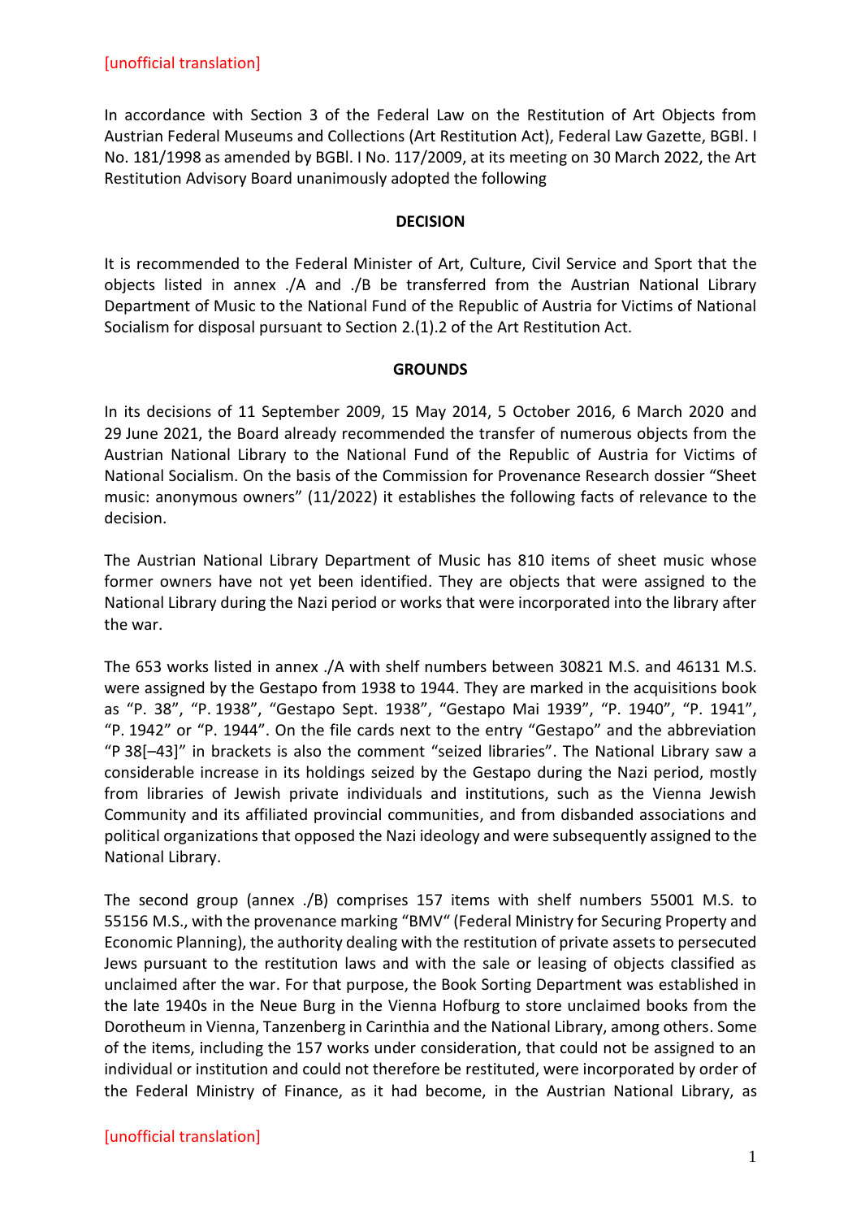[unofficial translation]

In accordance with Section 3 of the Federal Law on the Restitution of Art Objects from Austrian Federal Museums and Collections (Art Restitution Act), Federal Law Gazette, BGBl. I No. 181/1998 as amended by BGBl. I No. 117/2009, at its meeting on 30 March 2022, the Art Restitution Advisory Board unanimously adopted the following

**DECISION**

It is recommended to the Federal Minister of Art, Culture, Civil Service and Sport that the objects listed in annex ./A and ./B be transferred from the Austrian National Library Department of Music to the National Fund of the Republic of Austria for Victims of National Socialism for disposal pursuant to Section 2.(1).2 of the Art Restitution Act.

**GROUNDS**

In its decisions of 11 September 2009, 15 May 2014, 5 October 2016, 6 March 2020 and 29 June 2021, the Board already recommended the transfer of numerous objects from the Austrian National Library to the National Fund of the Republic of Austria for Victims of National Socialism. On the basis of the Commission for Provenance Research dossier "Sheet music: anonymous owners" (11/2022) it establishes the following facts of relevance to the decision.

The Austrian National Library Department of Music has 810 items of sheet music whose former owners have not yet been identified. They are objects that were assigned to the National Library during the Nazi period or works that were incorporated into the library after the war.

The 653 works listed in annex ./A with shelf numbers between 30821 M.S. and 46131 M.S. were assigned by the Gestapo from 1938 to 1944. They are marked in the acquisitions book as "P. 38", "P. 1938", "Gestapo Sept. 1938", "Gestapo Mai 1939", "P. 1940", "P. 1941", "P. 1942" or "P. 1944". On the file cards next to the entry "Gestapo" and the abbreviation "P 38[–43]" in brackets is also the comment "seized libraries". The National Library saw a considerable increase in its holdings seized by the Gestapo during the Nazi period, mostly from libraries of Jewish private individuals and institutions, such as the Vienna Jewish Community and its affiliated provincial communities, and from disbanded associations and political organizations that opposed the Nazi ideology and were subsequently assigned to the National Library.

The second group (annex ./B) comprises 157 items with shelf numbers 55001 M.S. to 55156 M.S., with the provenance marking "BMV" (Federal Ministry for Securing Property and Economic Planning), the authority dealing with the restitution of private assets to persecuted Jews pursuant to the restitution laws and with the sale or leasing of objects classified as unclaimed after the war. For that purpose, the Book Sorting Department was established in the late 1940s in the Neue Burg in the Vienna Hofburg to store unclaimed books from the Dorotheum in Vienna, Tanzenberg in Carinthia and the National Library, among others. Some of the items, including the 157 works under consideration, that could not be assigned to an individual or institution and could not therefore be restituted, were incorporated by order of the Federal Ministry of Finance, as it had become, in the Austrian National Library, as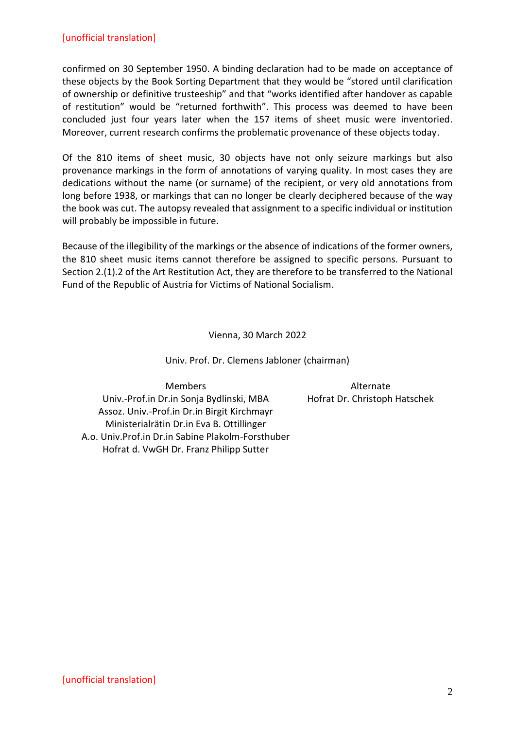confirmed on 30 September 1950. A binding declaration had to be made on acceptance of these objects by the Book Sorting Department that they would be "stored until clarification of ownership or definitive trusteeship" and that "works identified after handover as capable of restitution" would be "returned forthwith". This process was deemed to have been concluded just four years later when the 157 items of sheet music were inventoried. Moreover, current research confirms the problematic provenance of these objects today.

Of the 810 items of sheet music, 30 objects have not only seizure markings but also provenance markings in the form of annotations of varying quality. In most cases they are dedications without the name (or surname) of the recipient, or very old annotations from long before 1938, or markings that can no longer be clearly deciphered because of the way the book was cut. The autopsy revealed that assignment to a specific individual or institution will probably be impossible in future.

Because of the illegibility of the markings or the absence of indications of the former owners, the 810 sheet music items cannot therefore be assigned to specific persons. Pursuant to Section 2.(1).2 of the Art Restitution Act, they are therefore to be transferred to the National Fund of the Republic of Austria for Victims of National Socialism.

Vienna, 30 March 2022

Univ. Prof. Dr. Clemens Jabloner (chairman)

Members

Univ.-Prof.in Dr.in Sonja Bydlinski, MBA
Assoz. Univ.-Prof.in Dr.in Birgit Kirchmayr
Ministerialrätin Dr.in Eva B. Ottillinger
A.o. Univ.Prof.in Dr.in Sabine Plakolm-Forsthuber
Hofrat d. VwGH Dr. Franz Philipp Sutter

Alternate

Hofrat Dr. Christoph Hatschek